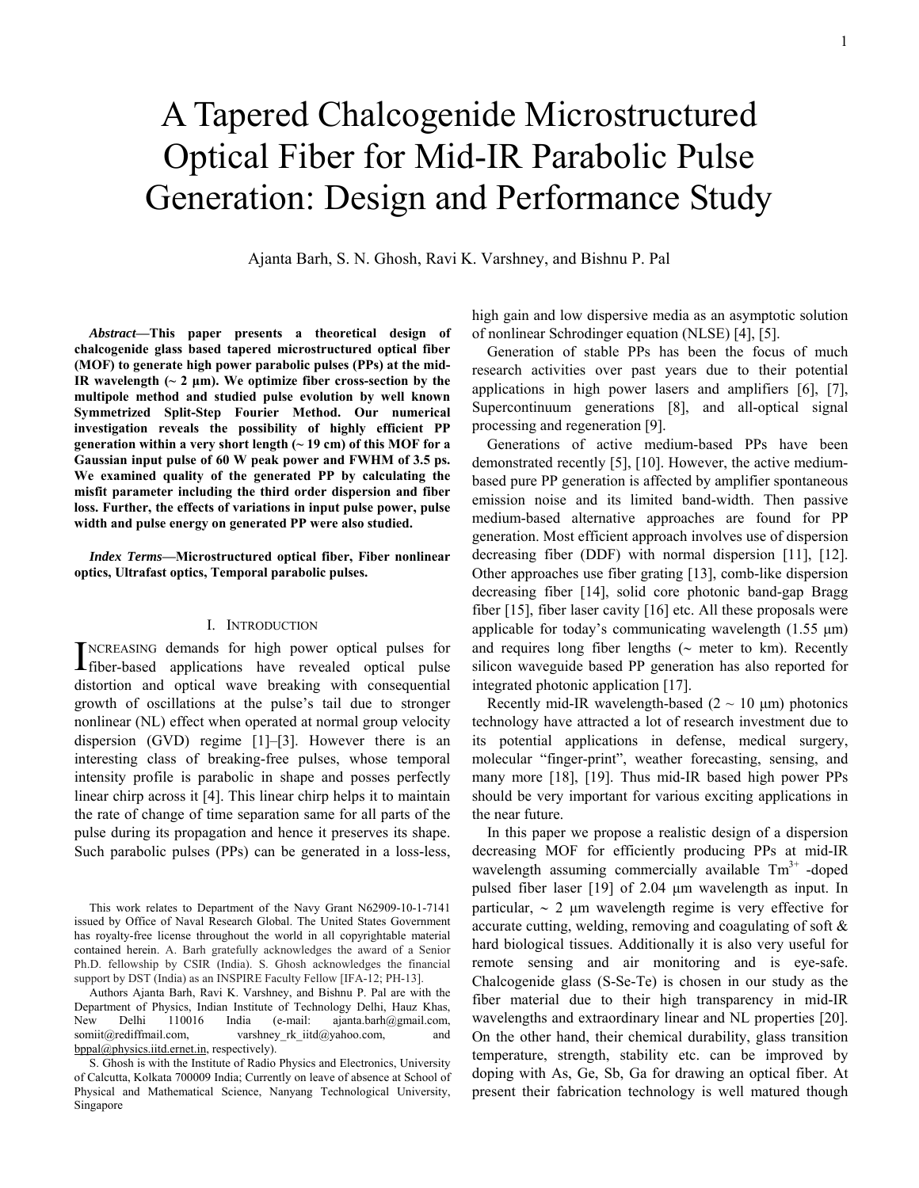# A Tapered Chalcogenide Microstructured Optical Fiber for Mid-IR Parabolic Pulse Generation: Design and Performance Study

Ajanta Barh, S. N. Ghosh, Ravi K. Varshney, and Bishnu P. Pal

***Abstract*—This paper presents a theoretical design of chalcogenide glass based tapered microstructured optical fiber (MOF) to generate high power parabolic pulses (PPs) at the mid-IR wavelength (~ 2 µm). We optimize fiber cross-section by the multipole method and studied pulse evolution by well known Symmetrized Split-Step Fourier Method. Our numerical investigation reveals the possibility of highly efficient PP generation within a very short length (~ 19 cm) of this MOF for a Gaussian input pulse of 60 W peak power and FWHM of 3.5 ps. We examined quality of the generated PP by calculating the misfit parameter including the third order dispersion and fiber loss. Further, the effects of variations in input pulse power, pulse width and pulse energy on generated PP were also studied.**

***Index Terms*—Microstructured optical fiber, Fiber nonlinear optics, Ultrafast optics, Temporal parabolic pulses.**

## I. Introduction

Increasing demands for high power optical pulses for fiber-based applications have revealed optical pulse distortion and optical wave breaking with consequential growth of oscillations at the pulse's tail due to stronger nonlinear (NL) effect when operated at normal group velocity dispersion (GVD) regime [1]–[3]. However there is an interesting class of breaking-free pulses, whose temporal intensity profile is parabolic in shape and posses perfectly linear chirp across it [4]. This linear chirp helps it to maintain the rate of change of time separation same for all parts of the pulse during its propagation and hence it preserves its shape. Such parabolic pulses (PPs) can be generated in a loss-less, high gain and low dispersive media as an asymptotic solution of nonlinear Schrodinger equation (NLSE) [4], [5].

Generation of stable PPs has been the focus of much research activities over past years due to their potential applications in high power lasers and amplifiers [6], [7], Supercontinuum generations [8], and all-optical signal processing and regeneration [9].

Generations of active medium-based PPs have been demonstrated recently [5], [10]. However, the active medium-based pure PP generation is affected by amplifier spontaneous emission noise and its limited band-width. Then passive medium-based alternative approaches are found for PP generation. Most efficient approach involves use of dispersion decreasing fiber (DDF) with normal dispersion [11], [12]. Other approaches use fiber grating [13], comb-like dispersion decreasing fiber [14], solid core photonic band-gap Bragg fiber [15], fiber laser cavity [16] etc. All these proposals were applicable for today's communicating wavelength (1.55 µm) and requires long fiber lengths (~ meter to km). Recently silicon waveguide based PP generation has also reported for integrated photonic application [17].

Recently mid-IR wavelength-based (2 ~ 10 µm) photonics technology have attracted a lot of research investment due to its potential applications in defense, medical surgery, molecular "finger-print", weather forecasting, sensing, and many more [18], [19]. Thus mid-IR based high power PPs should be very important for various exciting applications in the near future.

In this paper we propose a realistic design of a dispersion decreasing MOF for efficiently producing PPs at mid-IR wavelength assuming commercially available $Tm^{3+}$ -doped pulsed fiber laser [19] of 2.04 µm wavelength as input. In particular, ~ 2 µm wavelength regime is very effective for accurate cutting, welding, removing and coagulating of soft & hard biological tissues. Additionally it is also very useful for remote sensing and air monitoring and is eye-safe. Chalcogenide glass (S-Se-Te) is chosen in our study as the fiber material due to their high transparency in mid-IR wavelengths and extraordinary linear and NL properties [20]. On the other hand, their chemical durability, glass transition temperature, strength, stability etc. can be improved by doping with As, Ge, Sb, Ga for drawing an optical fiber. At present their fabrication technology is well matured though

---

This work relates to Department of the Navy Grant N62909-10-1-7141 issued by Office of Naval Research Global. The United States Government has royalty-free license throughout the world in all copyrightable material contained herein. A. Barh gratefully acknowledges the award of a Senior Ph.D. fellowship by CSIR (India). S. Ghosh acknowledges the financial support by DST (India) as an INSPIRE Faculty Fellow [IFA-12; PH-13].

Authors Ajanta Barh, Ravi K. Varshney, and Bishnu P. Pal are with the Department of Physics, Indian Institute of Technology Delhi, Hauz Khas, New Delhi 110016 India (e-mail: ajanta.barh@gmail.com, somiit@rediffmail.com, varshney_rk_iitd@yahoo.com, and bppal@physics.iitd.ernet.in, respectively).

S. Ghosh is with the Institute of Radio Physics and Electronics, University of Calcutta, Kolkata 700009 India; Currently on leave of absence at School of Physical and Mathematical Science, Nanyang Technological University, Singapore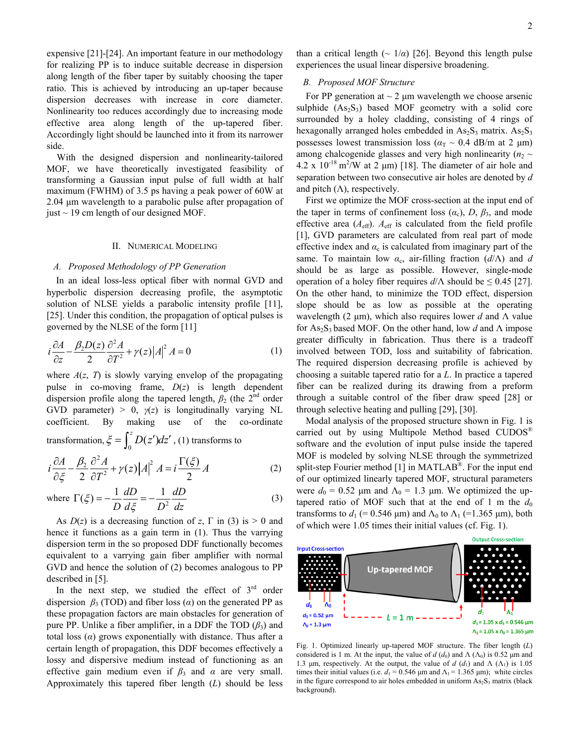expensive [21]-[24]. An important feature in our methodology for realizing PP is to induce suitable decrease in dispersion along length of the fiber taper by suitably choosing the taper ratio. This is achieved by introducing an up-taper because dispersion decreases with increase in core diameter. Nonlinearity too reduces accordingly due to increasing mode effective area along length of the up-tapered fiber. Accordingly light should be launched into it from its narrower side.

With the designed dispersion and nonlinearity-tailored MOF, we have theoretically investigated feasibility of transforming a Gaussian input pulse of full width at half maximum (FWHM) of 3.5 ps having a peak power of 60W at 2.04 μm wavelength to a parabolic pulse after propagation of just ~ 19 cm length of our designed MOF.

## II. Numerical Modeling

### A. Proposed Methodology of PP Generation

In an ideal loss-less optical fiber with normal GVD and hyperbolic dispersion decreasing profile, the asymptotic solution of NLSE yields a parabolic intensity profile [11], [25]. Under this condition, the propagation of optical pulses is governed by the NLSE of the form [11]

$$i\frac{\partial A}{\partial z} - \frac{\beta_2 D(z)}{2}\frac{\partial^2 A}{\partial T^2} + \gamma(z)|A|^2 A = 0 \tag{1}$$

where $A(z, T)$ is slowly varying envelop of the propagating pulse in co-moving frame, $D(z)$ is length dependent dispersion profile along the tapered length, $\beta_2$ (the 2nd order GVD parameter) > 0, $\gamma(z)$ is longitudinally varying NL coefficient. By making use of the co-ordinate transformation, $\xi = \int_0^z D(z')dz'$, (1) transforms to

$$i\frac{\partial A}{\partial \xi} - \frac{\beta_2}{2}\frac{\partial^2 A}{\partial T^2} + \gamma(z)|A|^2 A = i\frac{\Gamma(\xi)}{2}A \tag{2}$$

$$\text{where } \Gamma(\xi) = -\frac{1}{D}\frac{dD}{d\xi} = -\frac{1}{D^2}\frac{dD}{dz} \tag{3}$$

As $D(z)$ is a decreasing function of $z$, $\Gamma$ in (3) is > 0 and hence it functions as a gain term in (1). Thus the varying dispersion term in the so proposed DDF functionally becomes equivalent to a varrying gain fiber amplifier with normal GVD and hence the solution of (2) becomes analogous to PP described in [5].

In the next step, we studied the effect of 3rd order dispersion $\beta_3$ (TOD) and fiber loss ($\alpha$) on the generated PP as these propagation factors are main obstacles for generation of pure PP. Unlike a fiber amplifier, in a DDF the TOD ($\beta_3$) and total loss ($\alpha$) grows exponentially with distance. Thus after a certain length of propagation, this DDF becomes effectively a lossy and dispersive medium instead of functioning as an effective gain medium even if $\beta_3$ and $\alpha$ are very small. Approximately this tapered fiber length ($L$) should be less than a critical length (~ $1/\alpha$) [26]. Beyond this length pulse experiences the usual linear dispersive broadening.

### B. Proposed MOF Structure

For PP generation at ~ 2 μm wavelength we choose arsenic sulphide ($As_2S_3$) based MOF geometry with a solid core surrounded by a holey cladding, consisting of 4 rings of hexagonally arranged holes embedded in $As_2S_3$ matrix. $As_2S_3$ possesses lowest transmission loss ($\alpha_T$ ~ 0.4 dB/m at 2 μm) among chalcogenide glasses and very high nonlinearity ($n_2$ ~ 4.2 x $10^{-18}$ m$^2$/W at 2 μm) [18]. The diameter of air hole and separation between two consecutive air holes are denoted by $d$ and pitch ($\Lambda$), respectively.

First we optimize the MOF cross-section at the input end of the taper in terms of confinement loss ($\alpha_c$), $D$, $\beta_3$, and mode effective area ($A_{\text{eff}}$). $A_{\text{eff}}$ is calculated from the field profile [1], GVD parameters are calculated from real part of mode effective index and $\alpha_c$ is calculated from imaginary part of the same. To maintain low $\alpha_c$, air-filling fraction ($d/\Lambda$) and $d$ should be as large as possible. However, single-mode operation of a holey fiber requires $d/\Lambda$ should be ≤ 0.45 [27]. On the other hand, to minimize the TOD effect, dispersion slope should be as low as possible at the operating wavelength (2 μm), which also requires lower $d$ and $\Lambda$ value for $As_2S_3$ based MOF. On the other hand, low $d$ and $\Lambda$ impose greater difficulty in fabrication. Thus there is a tradeoff involved between TOD, loss and suitability of fabrication. The required dispersion decreasing profile is achieved by choosing a suitable tapered ratio for a $L$. In practice a tapered fiber can be realized during its drawing from a preform through a suitable control of the fiber draw speed [28] or through selective heating and pulling [29], [30].

Modal analysis of the proposed structure shown in Fig. 1 is carried out by using Multipole Method based CUDOS® software and the evolution of input pulse inside the tapered MOF is modeled by solving NLSE through the symmetrized split-step Fourier method [1] in MATLAB®. For the input end of our optimized linearly tapered MOF, structural parameters were $d_0$ = 0.52 μm and $\Lambda_0$ = 1.3 μm. We optimized the up-tapered ratio of MOF such that at the end of 1 m the $d_0$ transforms to $d_1$ (= 0.546 μm) and $\Lambda_0$ to $\Lambda_1$ (=1.365 μm), both of which were 1.05 times their initial values (cf. Fig. 1).

Fig. 1. Optimized linearly up-tapered MOF structure. The fiber length ($L$) considered is 1 m. At the input, the value of $d$ ($d_0$) and $\Lambda$ ($\Lambda_0$) is 0.52 μm and 1.3 μm, respectively. At the output, the value of $d$ ($d_1$) and $\Lambda$ ($\Lambda_1$) is 1.05 times their initial values (i.e. $d_1$ = 0.546 μm and $\Lambda_1$ = 1.365 μm); white circles in the figure correspond to air holes embedded in uniform $As_2S_3$ matrix (black background).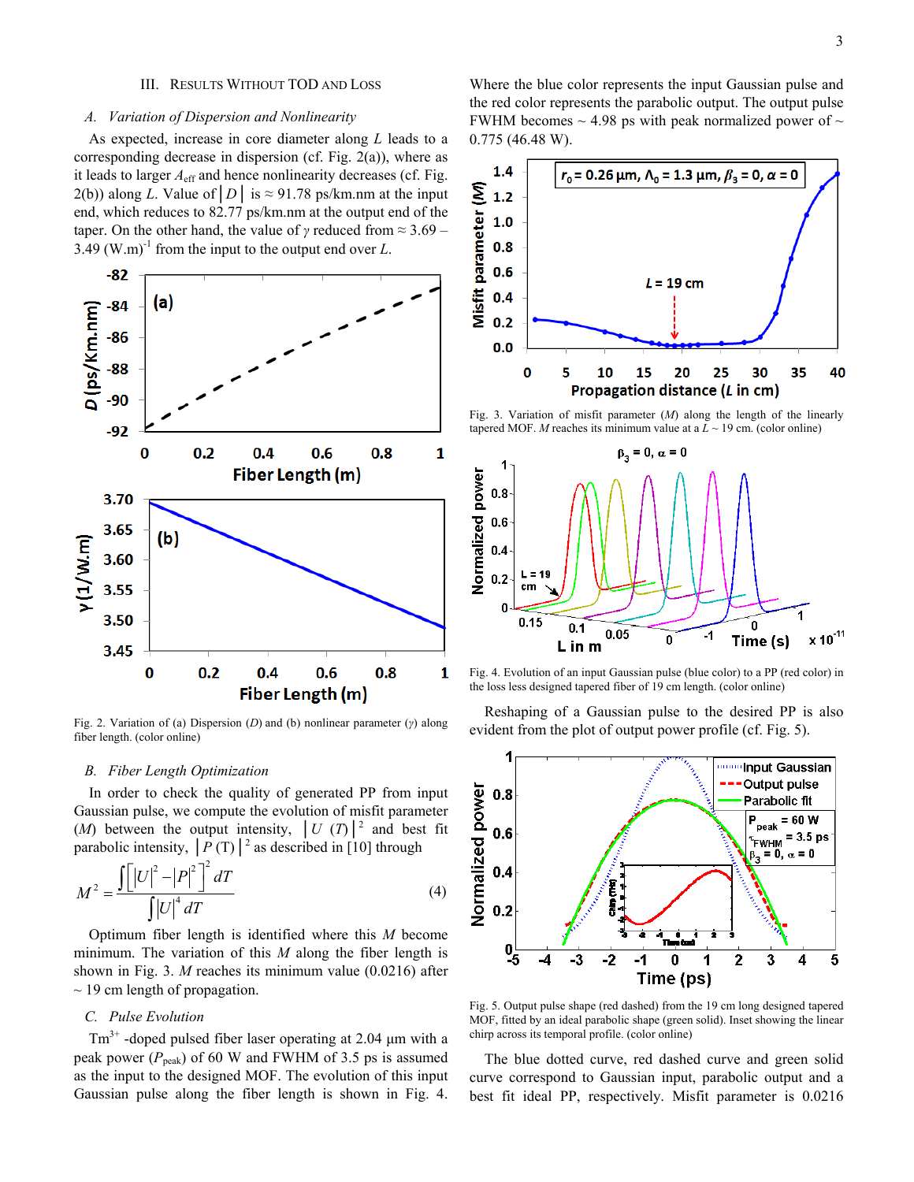## III. Results Without TOD and Loss

### A. *Variation of Dispersion and Nonlinearity*

As expected, increase in core diameter along $L$ leads to a corresponding decrease in dispersion (cf. Fig. 2(a)), where as it leads to larger $A_{eff}$ and hence nonlinearity decreases (cf. Fig. 2(b)) along $L$. Value of $|D|$ is ≈ 91.78 ps/km.nm at the input end, which reduces to 82.77 ps/km.nm at the output end of the taper. On the other hand, the value of $\gamma$ reduced from ≈ 3.69 – 3.49 $(\mathrm{W.m})^{-1}$ from the input to the output end over $L$.

Fig. 2. Variation of (a) Dispersion ($D$) and (b) nonlinear parameter ($\gamma$) along fiber length. (color online)

### B. *Fiber Length Optimization*

In order to check the quality of generated PP from input Gaussian pulse, we compute the evolution of misfit parameter ($M$) between the output intensity, $|U\ (T)|^2$ and best fit parabolic intensity, $|P\ (\mathrm{T})|^2$ as described in [10] through

$$M^2 = \frac{\int \left[|U|^2 - |P|^2\right]^2 dT}{\int |U|^4 dT} \tag{4}$$

Optimum fiber length is identified where this $M$ become minimum. The variation of this $M$ along the fiber length is shown in Fig. 3. $M$ reaches its minimum value (0.0216) after ~ 19 cm length of propagation.

### C. *Pulse Evolution*

$Tm^{3+}$ -doped pulsed fiber laser operating at 2.04 μm with a peak power ($P_{peak}$) of 60 W and FWHM of 3.5 ps is assumed as the input to the designed MOF. The evolution of this input Gaussian pulse along the fiber length is shown in Fig. 4. Where the blue color represents the input Gaussian pulse and the red color represents the parabolic output. The output pulse FWHM becomes ~ 4.98 ps with peak normalized power of ~ 0.775 (46.48 W).

Fig. 3. Variation of misfit parameter ($M$) along the length of the linearly tapered MOF. $M$ reaches its minimum value at a $L$ ~ 19 cm. (color online)

Fig. 4. Evolution of an input Gaussian pulse (blue color) to a PP (red color) in the less loss designed tapered fiber of 19 cm length. (color online)

Reshaping of a Gaussian pulse to the desired PP is also evident from the plot of output power profile (cf. Fig. 5).

Fig. 5. Output pulse shape (red dashed) from the 19 cm long designed tapered MOF, fitted by an ideal parabolic shape (green solid). Inset showing the linear chirp across its temporal profile. (color online)

The blue dotted curve, red dashed curve and green solid curve correspond to Gaussian input, parabolic output and a best fit ideal PP, respectively. Misfit parameter is 0.0216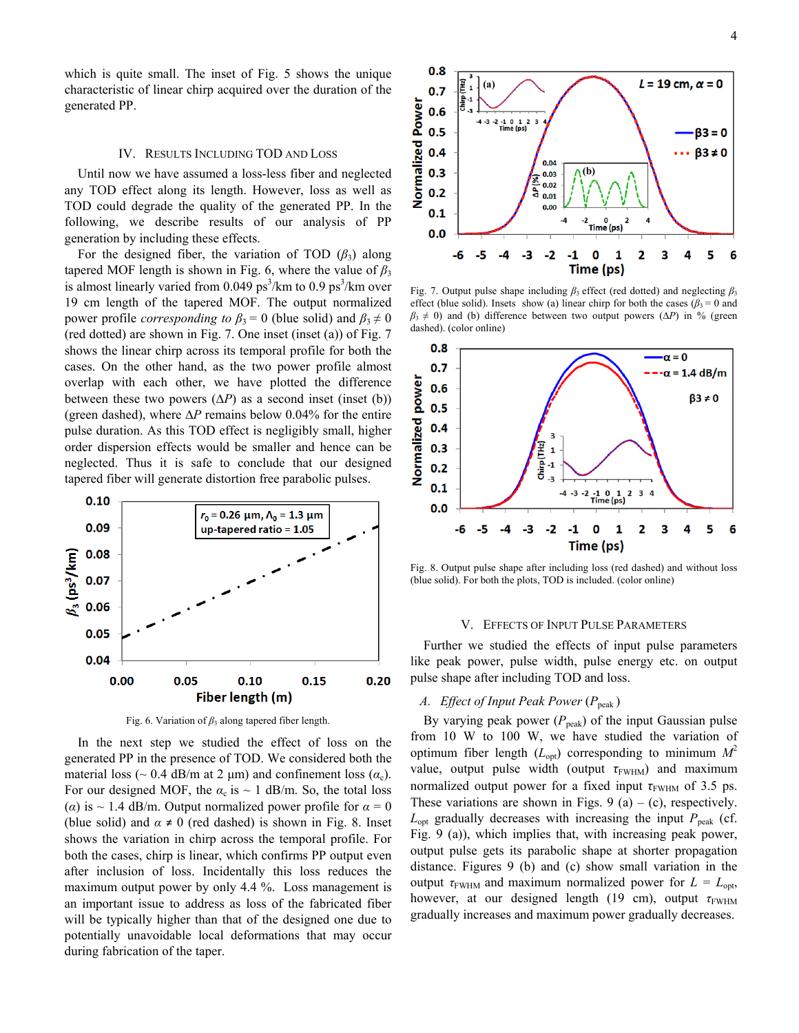which is quite small. The inset of Fig. 5 shows the unique characteristic of linear chirp acquired over the duration of the generated PP.

## IV. Results Including TOD and Loss

Until now we have assumed a loss-less fiber and neglected any TOD effect along its length. However, loss as well as TOD could degrade the quality of the generated PP. In the following, we describe results of our analysis of PP generation by including these effects.

For the designed fiber, the variation of TOD ($\beta_3$) along tapered MOF length is shown in Fig. 6, where the value of $\beta_3$ is almost linearly varied from 0.049 ps$^3$/km to 0.9 ps$^3$/km over 19 cm length of the tapered MOF. The output normalized power profile *corresponding to* $\beta_3 = 0$ (blue solid) and $\beta_3 \neq 0$ (red dotted) are shown in Fig. 7. One inset (inset (a)) of Fig. 7 shows the linear chirp across its temporal profile for both the cases. On the other hand, as the two power profile almost overlap with each other, we have plotted the difference between these two powers ($\Delta P$) as a second inset (inset (b)) (green dashed), where $\Delta P$ remains below 0.04% for the entire pulse duration. As this TOD effect is negligibly small, higher order dispersion effects would be smaller and hence can be neglected. Thus it is safe to conclude that our designed tapered fiber will generate distortion free parabolic pulses.

Fig. 6. Variation of $\beta_3$ along tapered fiber length.

In the next step we studied the effect of loss on the generated PP in the presence of TOD. We considered both the material loss (~ 0.4 dB/m at 2 μm) and confinement loss ($\alpha_c$). For our designed MOF, the $\alpha_c$ is ~ 1 dB/m. So, the total loss ($\alpha$) is ~ 1.4 dB/m. Output normalized power profile for $\alpha = 0$ (blue solid) and $\alpha \neq 0$ (red dashed) is shown in Fig. 8. Inset shows the variation in chirp across the temporal profile. For both the cases, chirp is linear, which confirms PP output even after inclusion of loss. Incidentally this loss reduces the maximum output power by only 4.4 %. Loss management is an important issue to address as loss of the fabricated fiber will be typically higher than that of the designed one due to potentially unavoidable local deformations that may occur during fabrication of the taper.

Fig. 7. Output pulse shape including $\beta_3$ effect (red dotted) and neglecting $\beta_3$ effect (blue solid). Insets show (a) linear chirp for both the cases ($\beta_3 = 0$ and $\beta_3 \neq 0$) and (b) difference between two output powers ($\Delta P$) in % (green dashed). (color online)

Fig. 8. Output pulse shape after including loss (red dashed) and without loss (blue solid). For both the plots, TOD is included. (color online)

## V. Effects of Input Pulse Parameters

Further we studied the effects of input pulse parameters like peak power, pulse width, pulse energy etc. on output pulse shape after including TOD and loss.

### *A. Effect of Input Peak Power ($P_{peak}$)*

By varying peak power ($P_{peak}$) of the input Gaussian pulse from 10 W to 100 W, we have studied the variation of optimum fiber length ($L_{opt}$) corresponding to minimum $M^2$ value, output pulse width (output $\tau_{FWHM}$) and maximum normalized output power for a fixed input $\tau_{FWHM}$ of 3.5 ps. These variations are shown in Figs. 9 (a) – (c), respectively. $L_{opt}$ gradually decreases with increasing the input $P_{peak}$ (cf. Fig. 9 (a)), which implies that, with increasing peak power, output pulse gets its parabolic shape at shorter propagation distance. Figures 9 (b) and (c) show small variation in the output $\tau_{FWHM}$ and maximum normalized power for $L = L_{opt}$, however, at our designed length (19 cm), output $\tau_{FWHM}$ gradually increases and maximum power gradually decreases.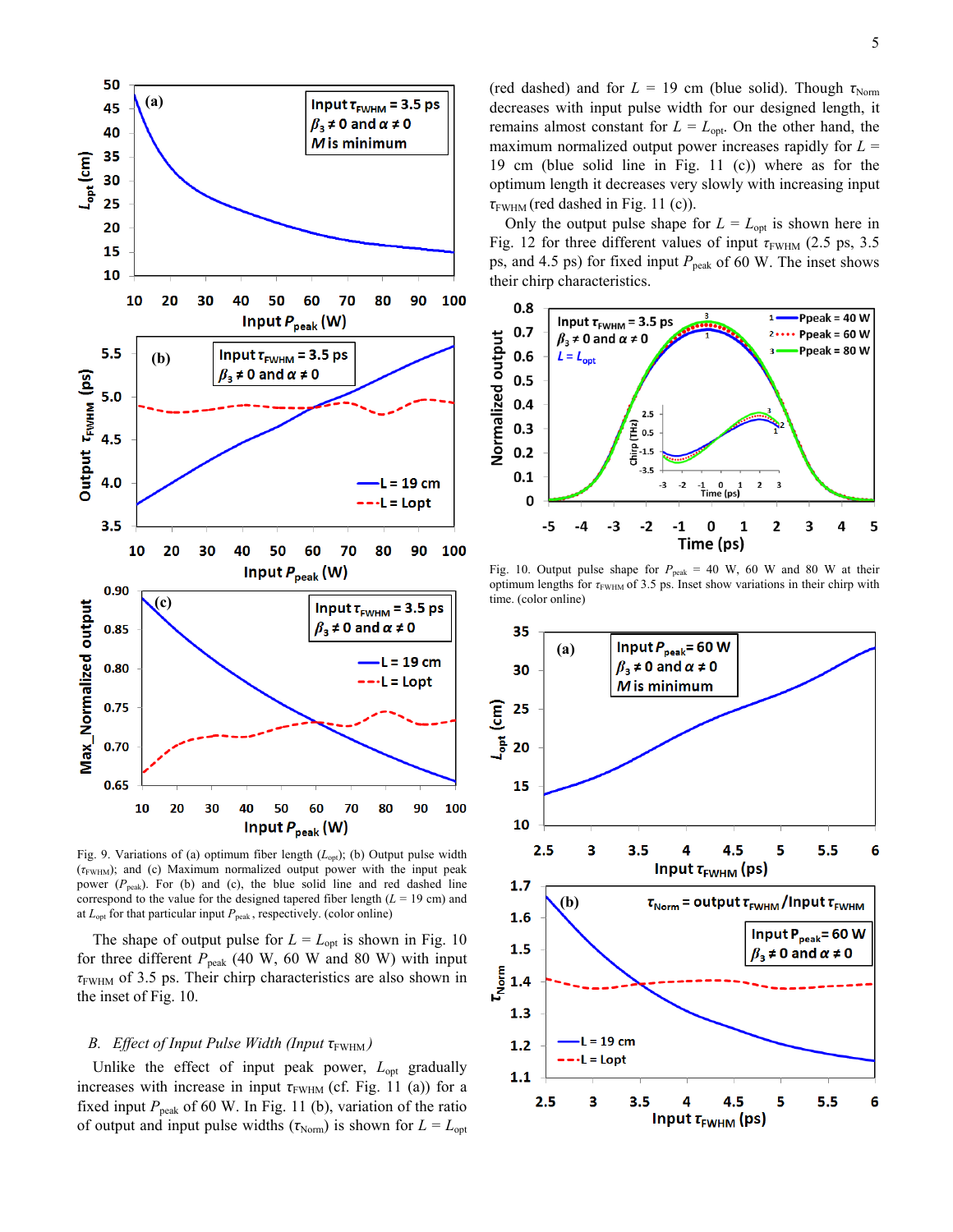Fig. 9. Variations of (a) optimum fiber length ($L_{opt}$); (b) Output pulse width ($\tau_{FWHM}$); and (c) Maximum normalized output power with the input peak power ($P_{peak}$). For (b) and (c), the blue solid line and red dashed line correspond to the value for the designed tapered fiber length ($L$ = 19 cm) and at $L_{opt}$ for that particular input $P_{peak}$, respectively. (color online)

The shape of output pulse for $L = L_{opt}$ is shown in Fig. 10 for three different $P_{peak}$ (40 W, 60 W and 80 W) with input $\tau_{FWHM}$ of 3.5 ps. Their chirp characteristics are also shown in the inset of Fig. 10.

### *B. Effect of Input Pulse Width (Input $\tau_{FWHM}$)*

Unlike the effect of input peak power, $L_{opt}$ gradually increases with increase in input $\tau_{FWHM}$ (cf. Fig. 11 (a)) for a fixed input $P_{peak}$ of 60 W. In Fig. 11 (b), variation of the ratio of output and input pulse widths ($\tau_{Norm}$) is shown for $L = L_{opt}$ (red dashed) and for $L$ = 19 cm (blue solid). Though $\tau_{Norm}$ decreases with input pulse width for our designed length, it remains almost constant for $L = L_{opt}$. On the other hand, the maximum normalized output power increases rapidly for $L$ = 19 cm (blue solid line in Fig. 11 (c)) where as for the optimum length it decreases very slowly with increasing input $\tau_{FWHM}$ (red dashed in Fig. 11 (c)).

Only the output pulse shape for $L = L_{opt}$ is shown here in Fig. 12 for three different values of input $\tau_{FWHM}$ (2.5 ps, 3.5 ps, and 4.5 ps) for fixed input $P_{peak}$ of 60 W. The inset shows their chirp characteristics.

Fig. 10. Output pulse shape for $P_{peak}$ = 40 W, 60 W and 80 W at their optimum lengths for $\tau_{FWHM}$ of 3.5 ps. Inset show variations in their chirp with time. (color online)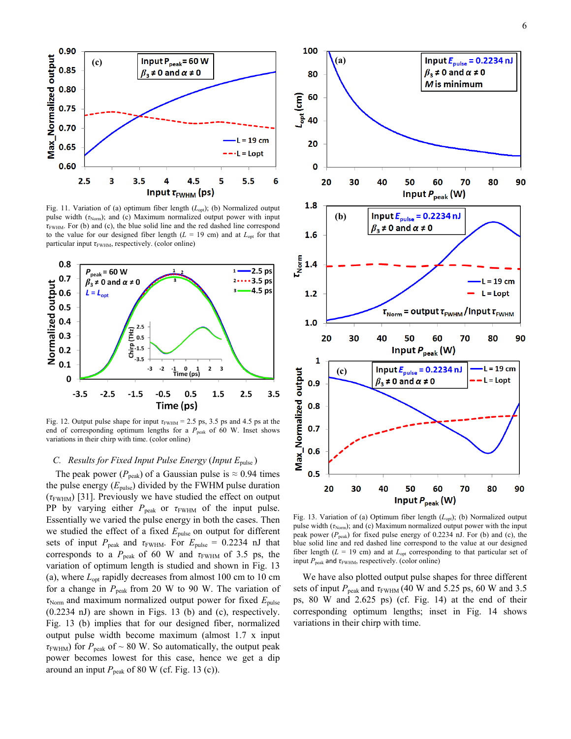Fig. 11. Variation of (a) optimum fiber length ($L_{opt}$); (b) Normalized output pulse width ($\tau_{Norm}$); and (c) Maximum normalized output power with input $\tau_{FWHM}$. For (b) and (c), the blue solid line and the red dashed line correspond to the value for our designed fiber length ($L$ = 19 cm) and at $L_{opt}$ for that particular input $\tau_{FWHM}$, respectively. (color online)

Fig. 12. Output pulse shape for input $\tau_{FWHM}$ = 2.5 ps, 3.5 ps and 4.5 ps at the end of corresponding optimum lengths for a $P_{peak}$ of 60 W. Inset shows variations in their chirp with time. (color online)

### C. *Results for Fixed Input Pulse Energy (Input $E_{pulse}$)*

The peak power ($P_{peak}$) of a Gaussian pulse is ≈ 0.94 times the pulse energy ($E_{pulse}$) divided by the FWHM pulse duration ($\tau_{FWHM}$) [31]. Previously we have studied the effect on output PP by varying either $P_{peak}$ or $\tau_{FWHM}$ of the input pulse. Essentially we varied the pulse energy in both the cases. Then we studied the effect of a fixed $E_{pulse}$ on output for different sets of input $P_{peak}$ and $\tau_{FWHM}$. For $E_{pulse}$ = 0.2234 nJ that corresponds to a $P_{peak}$ of 60 W and $\tau_{FWHM}$ of 3.5 ps, the variation of optimum length is studied and shown in Fig. 13 (a), where $L_{opt}$ rapidly decreases from almost 100 cm to 10 cm for a change in $P_{peak}$ from 20 W to 90 W. The variation of $\tau_{Norm}$ and maximum normalized output power for fixed $E_{pulse}$ (0.2234 nJ) are shown in Figs. 13 (b) and (c), respectively. Fig. 13 (b) implies that for our designed fiber, normalized output pulse width become maximum (almost 1.7 x input $\tau_{FWHM}$) for $P_{peak}$ of ~ 80 W. So automatically, the output peak power becomes lowest for this case, hence we get a dip around an input $P_{peak}$ of 80 W (cf. Fig. 13 (c)).

Fig. 13. Variation of (a) Optimum fiber length ($L_{opt}$); (b) Normalized output pulse width ($\tau_{Norm}$); and (c) Maximum normalized output power with the input peak power ($P_{peak}$) for fixed pulse energy of 0.2234 nJ. For (b) and (c), the blue solid line and red dashed line correspond to the value at our designed fiber length ($L$ = 19 cm) and at $L_{opt}$ corresponding to that particular set of input $P_{peak}$ and $\tau_{FWHM}$, respectively. (color online)

We have also plotted output pulse shapes for three different sets of input $P_{peak}$ and $\tau_{FWHM}$ (40 W and 5.25 ps, 60 W and 3.5 ps, 80 W and 2.625 ps) (cf. Fig. 14) at the end of their corresponding optimum lengths; inset in Fig. 14 shows variations in their chirp with time.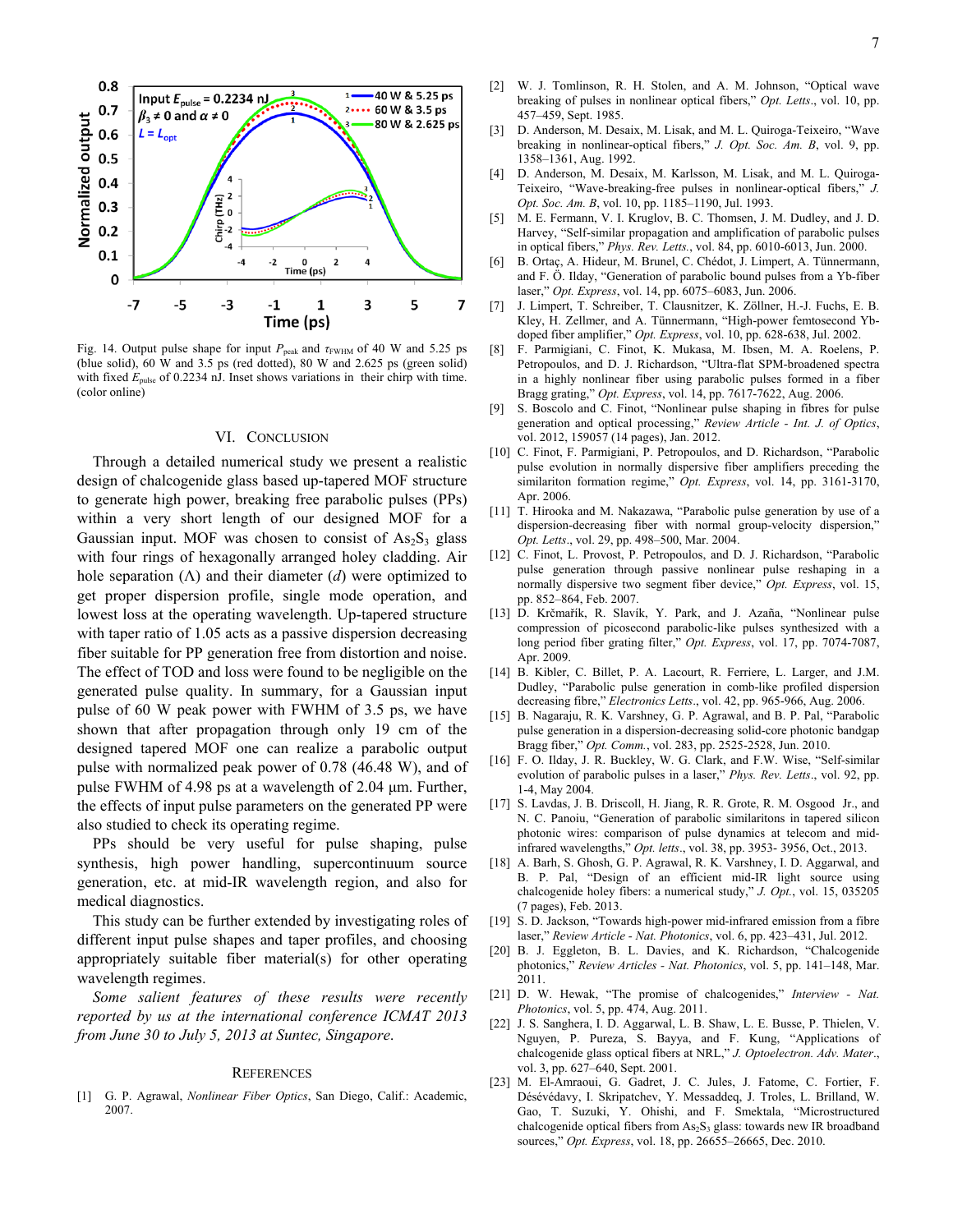Fig. 14. Output pulse shape for input $P_{peak}$ and $\tau_{FWHM}$ of 40 W and 5.25 ps (blue solid), 60 W and 3.5 ps (red dotted), 80 W and 2.625 ps (green solid) with fixed $E_{pulse}$ of 0.2234 nJ. Inset shows variations in their chirp with time. (color online)

## VI. Conclusion

Through a detailed numerical study we present a realistic design of chalcogenide glass based up-tapered MOF structure to generate high power, breaking free parabolic pulses (PPs) within a very short length of our designed MOF for a Gaussian input. MOF was chosen to consist of $As_2S_3$ glass with four rings of hexagonally arranged holey cladding. Air hole separation (Λ) and their diameter ($d$) were optimized to get proper dispersion profile, single mode operation, and lowest loss at the operating wavelength. Up-tapered structure with taper ratio of 1.05 acts as a passive dispersion decreasing fiber suitable for PP generation free from distortion and noise. The effect of TOD and loss were found to be negligible on the generated pulse quality. In summary, for a Gaussian input pulse of 60 W peak power with FWHM of 3.5 ps, we have shown that after propagation through only 19 cm of the designed tapered MOF one can realize a parabolic output pulse with normalized peak power of 0.78 (46.48 W), and of pulse FWHM of 4.98 ps at a wavelength of 2.04 µm. Further, the effects of input pulse parameters on the generated PP were also studied to check its operating regime.

PPs should be very useful for pulse shaping, pulse synthesis, high power handling, supercontinuum source generation, etc. at mid-IR wavelength region, and also for medical diagnostics.

This study can be further extended by investigating roles of different input pulse shapes and taper profiles, and choosing appropriately suitable fiber material(s) for other operating wavelength regimes.

*Some salient features of these results were recently reported by us at the international conference ICMAT 2013 from June 30 to July 5, 2013 at Suntec, Singapore.*

## References

[1] G. P. Agrawal, *Nonlinear Fiber Optics*, San Diego, Calif.: Academic, 2007.

[2] W. J. Tomlinson, R. H. Stolen, and A. M. Johnson, "Optical wave breaking of pulses in nonlinear optical fibers," *Opt. Letts*., vol. 10, pp. 457–459, Sept. 1985.

[3] D. Anderson, M. Desaix, M. Lisak, and M. L. Quiroga-Teixeiro, "Wave breaking in nonlinear-optical fibers," *J. Opt. Soc. Am. B*, vol. 9, pp. 1358–1361, Aug. 1992.

[4] D. Anderson, M. Desaix, M. Karlsson, M. Lisak, and M. L. Quiroga-Teixeiro, "Wave-breaking-free pulses in nonlinear-optical fibers," *J. Opt. Soc. Am. B*, vol. 10, pp. 1185–1190, Jul. 1993.

[5] M. E. Fermann, V. I. Kruglov, B. C. Thomsen, J. M. Dudley, and J. D. Harvey, "Self-similar propagation and amplification of parabolic pulses in optical fibers," *Phys. Rev. Letts.*, vol. 84, pp. 6010-6013, Jun. 2000.

[6] B. Ortaç, A. Hideur, M. Brunel, C. Chédot, J. Limpert, A. Tünnermann, and F. Ö. Ilday, "Generation of parabolic bound pulses from a Yb-fiber laser," *Opt. Express*, vol. 14, pp. 6075–6083, Jun. 2006.

[7] J. Limpert, T. Schreiber, T. Clausnitzer, K. Zöllner, H.-J. Fuchs, E. B. Kley, H. Zellmer, and A. Tünnermann, "High-power femtosecond Yb-doped fiber amplifier," *Opt. Express*, vol. 10, pp. 628-638, Jul. 2002.

[8] F. Parmigiani, C. Finot, K. Mukasa, M. Ibsen, M. A. Roelens, P. Petropoulos, and D. J. Richardson, "Ultra-flat SPM-broadened spectra in a highly nonlinear fiber using parabolic pulses formed in a fiber Bragg grating," *Opt. Express*, vol. 14, pp. 7617-7622, Aug. 2006.

[9] S. Boscolo and C. Finot, "Nonlinear pulse shaping in fibres for pulse generation and optical processing," *Review Article - Int. J. of Optics*, vol. 2012, 159057 (14 pages), Jan. 2012.

[10] C. Finot, F. Parmigiani, P. Petropoulos, and D. Richardson, "Parabolic pulse evolution in normally dispersive fiber amplifiers preceding the similariton formation regime," *Opt. Express*, vol. 14, pp. 3161-3170, Apr. 2006.

[11] T. Hirooka and M. Nakazawa, "Parabolic pulse generation by use of a dispersion-decreasing fiber with normal group-velocity dispersion," *Opt. Letts*., vol. 29, pp. 498–500, Mar. 2004.

[12] C. Finot, L. Provost, P. Petropoulos, and D. J. Richardson, "Parabolic pulse generation through passive nonlinear pulse reshaping in a normally dispersive two segment fiber device," *Opt. Express*, vol. 15, pp. 852–864, Feb. 2007.

[13] D. Krčmařík, R. Slavík, Y. Park, and J. Azaña, "Nonlinear pulse compression of picosecond parabolic-like pulses synthesized with a long period fiber grating filter," *Opt. Express*, vol. 17, pp. 7074-7087, Apr. 2009.

[14] B. Kibler, C. Billet, P. A. Lacourt, R. Ferriere, L. Larger, and J.M. Dudley, "Parabolic pulse generation in comb-like profiled dispersion decreasing fibre," *Electronics Letts*., vol. 42, pp. 965-966, Aug. 2006.

[15] B. Nagaraju, R. K. Varshney, G. P. Agrawal, and B. P. Pal, "Parabolic pulse generation in a dispersion-decreasing solid-core photonic bandgap Bragg fiber," *Opt. Comm.*, vol. 283, pp. 2525-2528, Jun. 2010.

[16] F. O. Ilday, J. R. Buckley, W. G. Clark, and F.W. Wise, "Self-similar evolution of parabolic pulses in a laser," *Phys. Rev. Letts*., vol. 92, pp. 1-4, May 2004.

[17] S. Lavdas, J. B. Driscoll, H. Jiang, R. R. Grote, R. M. Osgood Jr., and N. C. Panoiu, "Generation of parabolic similaritons in tapered silicon photonic wires: comparison of pulse dynamics at telecom and mid-infrared wavelengths," *Opt. letts*., vol. 38, pp. 3953- 3956, Oct. 2013.

[18] A. Barh, S. Ghosh, G. P. Agrawal, R. K. Varshney, I. D. Aggarwal, and B. P. Pal, "Design of an efficient mid-IR light source using chalcogenide holey fibers: a numerical study," *J. Opt.*, vol. 15, 035205 (7 pages), Feb. 2013.

[19] S. D. Jackson, "Towards high-power mid-infrared emission from a fibre laser," *Review Article - Nat. Photonics*, vol. 6, pp. 423–431, Jul. 2012.

[20] B. J. Eggleton, B. L. Davies, and K. Richardson, "Chalcogenide photonics," *Review Articles - Nat. Photonics*, vol. 5, pp. 141–148, Mar. 2011.

[21] D. W. Hewak, "The promise of chalcogenides," *Interview - Nat. Photonics*, vol. 5, pp. 474, Aug. 2011.

[22] J. S. Sanghera, I. D. Aggarwal, L. B. Shaw, L. E. Busse, P. Thielen, V. Nguyen, P. Pureza, S. Bayya, and F. Kung, "Applications of chalcogenide glass optical fibers at NRL," *J. Optoelectron. Adv. Mater*., vol. 3, pp. 627–640, Sept. 2001.

[23] M. El-Amraoui, G. Gadret, J. C. Jules, J. Fatome, C. Fortier, F. Désévédavy, I. Skripatchev, Y. Messaddeq, J. Troles, L. Brilland, W. Gao, T. Suzuki, Y. Ohishi, and F. Smektala, "Microstructured chalcogenide optical fibers from $As_2S_3$ glass: towards new IR broadband sources," *Opt. Express*, vol. 18, pp. 26655–26665, Dec. 2010.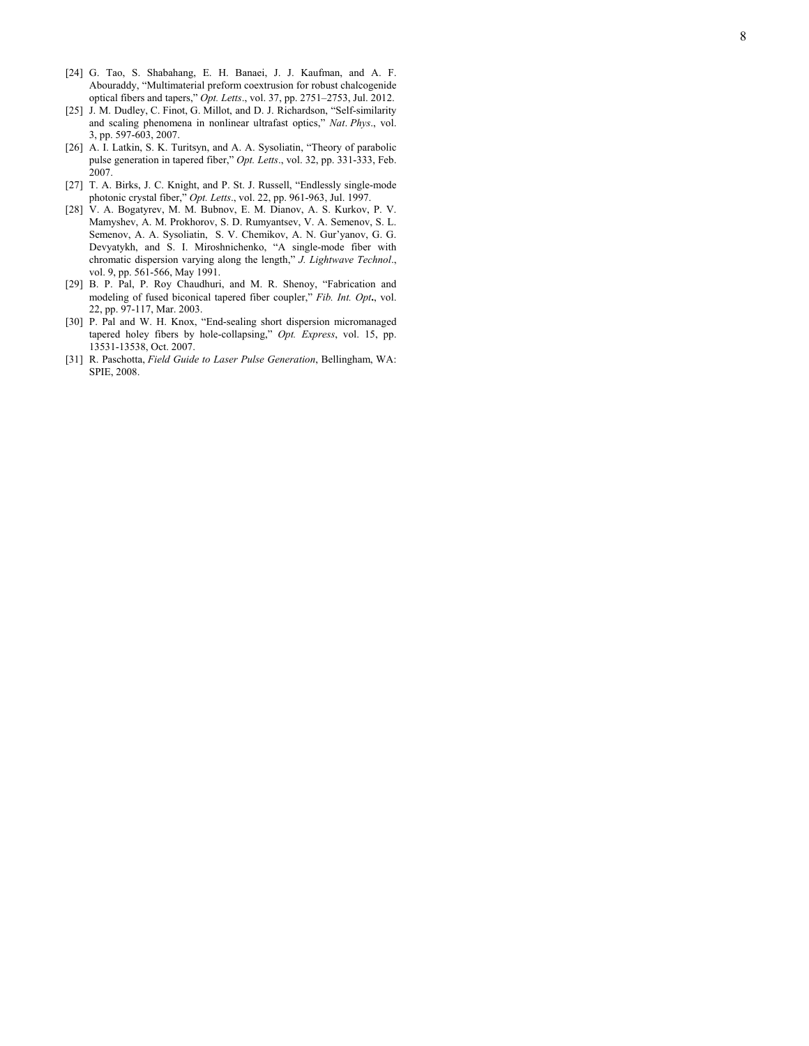[24] G. Tao, S. Shabahang, E. H. Banaei, J. J. Kaufman, and A. F. Abouraddy, "Multimaterial preform coextrusion for robust chalcogenide optical fibers and tapers," *Opt. Letts*., vol. 37, pp. 2751–2753, Jul. 2012.

[25] J. M. Dudley, C. Finot, G. Millot, and D. J. Richardson, "Self-similarity and scaling phenomena in nonlinear ultrafast optics," *Nat*. *Phys*., vol. 3, pp. 597-603, 2007.

[26] A. I. Latkin, S. K. Turitsyn, and A. A. Sysoliatin, "Theory of parabolic pulse generation in tapered fiber," *Opt. Letts*., vol. 32, pp. 331-333, Feb. 2007.

[27] T. A. Birks, J. C. Knight, and P. St. J. Russell, "Endlessly single-mode photonic crystal fiber," *Opt. Letts*., vol. 22, pp. 961-963, Jul. 1997.

[28] V. A. Bogatyrev, M. M. Bubnov, E. M. Dianov, A. S. Kurkov, P. V. Mamyshev, A. M. Prokhorov, S. D. Rumyantsev, V. A. Semenov, S. L. Semenov, A. A. Sysoliatin, S. V. Chemikov, A. N. Gur'yanov, G. G. Devyatykh, and S. I. Miroshnichenko, "A single-mode fiber with chromatic dispersion varying along the length," *J. Lightwave Technol*., vol. 9, pp. 561-566, May 1991.

[29] B. P. Pal, P. Roy Chaudhuri, and M. R. Shenoy, "Fabrication and modeling of fused biconical tapered fiber coupler," *Fib. Int. Opt*., vol. 22, pp. 97-117, Mar. 2003.

[30] P. Pal and W. H. Knox, "End-sealing short dispersion micromanaged tapered holey fibers by hole-collapsing," *Opt. Express*, vol. 15, pp. 13531-13538, Oct. 2007.

[31] R. Paschotta, *Field Guide to Laser Pulse Generation*, Bellingham, WA: SPIE, 2008.